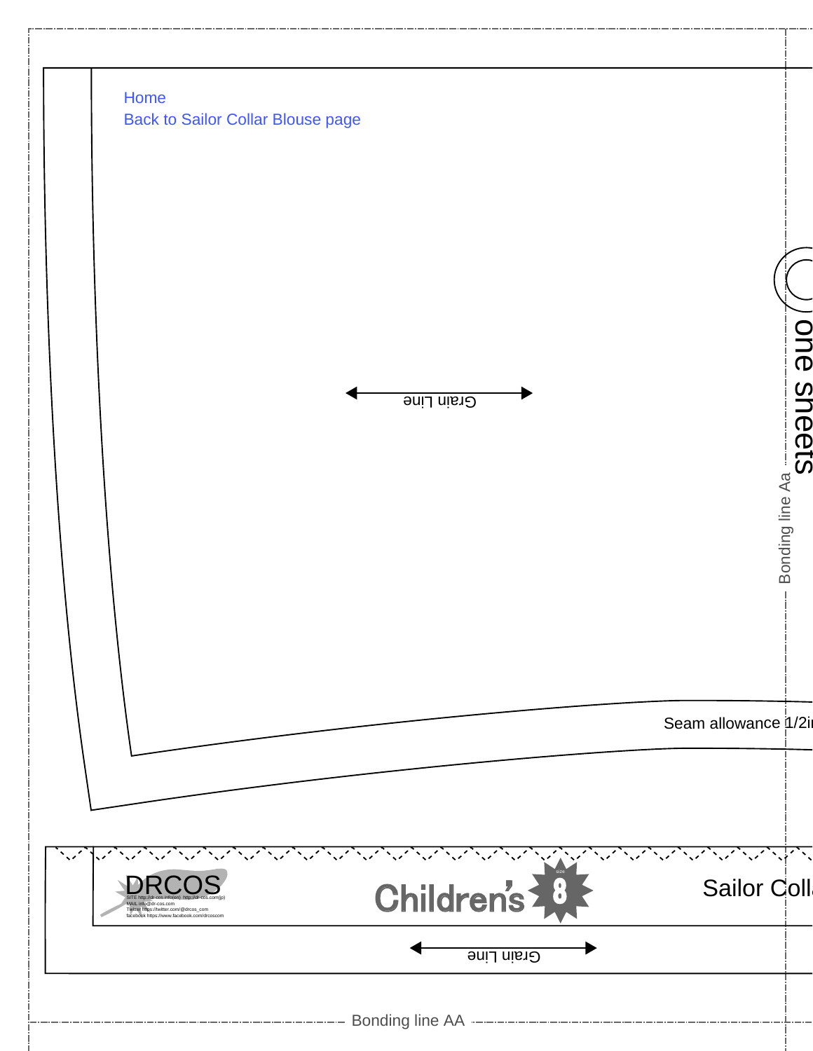Home
Back to Sailor Collar Blouse page

Grain Line

one sheets

Bonding line Aa

Seam allowance 1/2i

DRCOS
SITE http://dr-cos.info(en) http://dr-cos.com(jp)
MAIL info@dr-cos.com
Twitter https://twitter.com/@drcos_com
facebook https://www.facebook.com/drcoscom

Children's size 8

Sailor Coll

Grain Line

Bonding line AA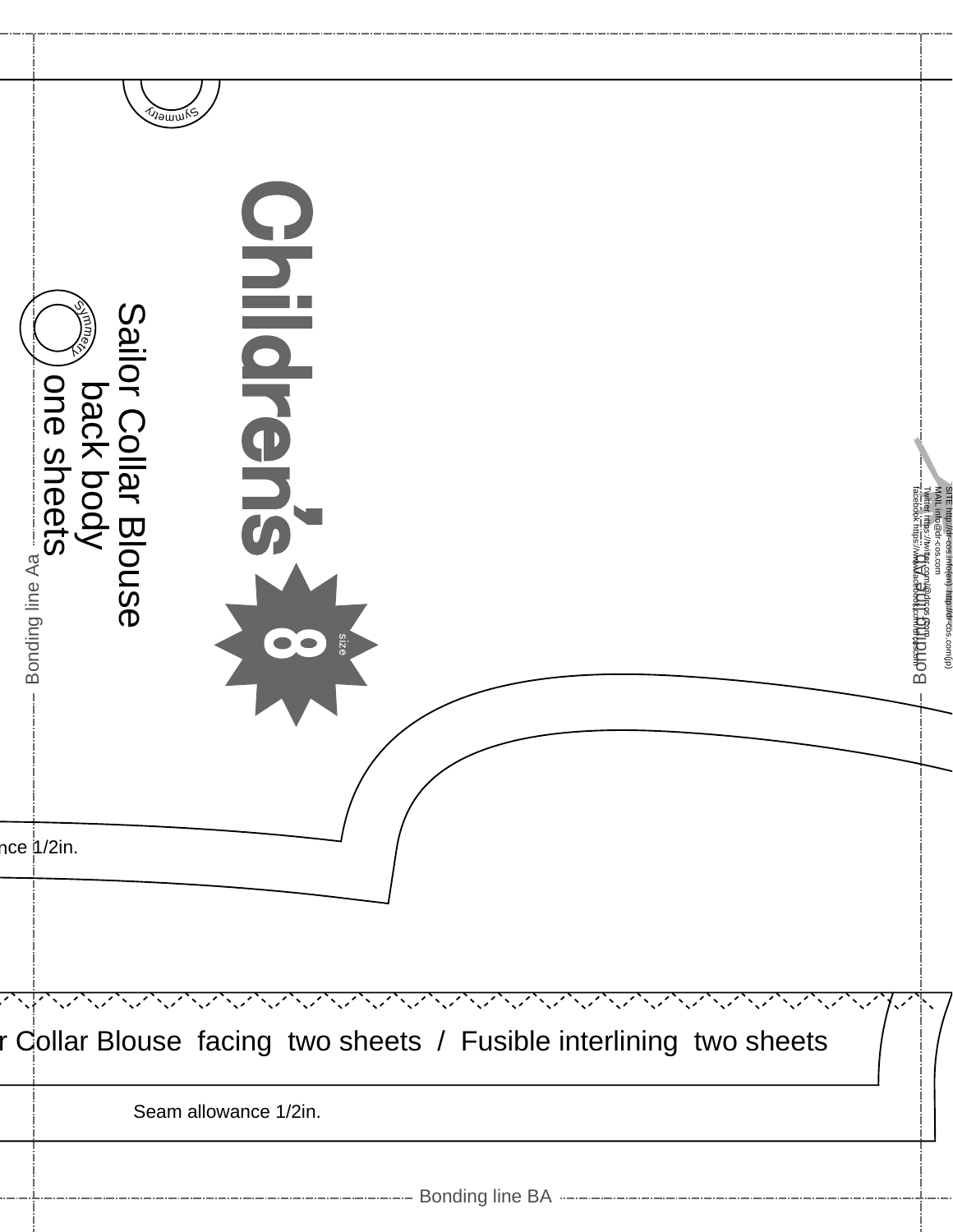Symmetry

Children's

8

size

Symmetry

Sailor Collar Blouse
back body
one sheets

Bonding line Aa

SITE http://dr-cos.info(en) http://dr-cos.com(jp)
MAIL info@dr-cos.com
Twitter https://twitter.com/@drcos_com
facebook https://www.facebook.com/drcoscom

Bo

nce 1/2in.

r Collar Blouse facing two sheets / Fusible interlining two sheets

Seam allowance 1/2in.

Bonding line BA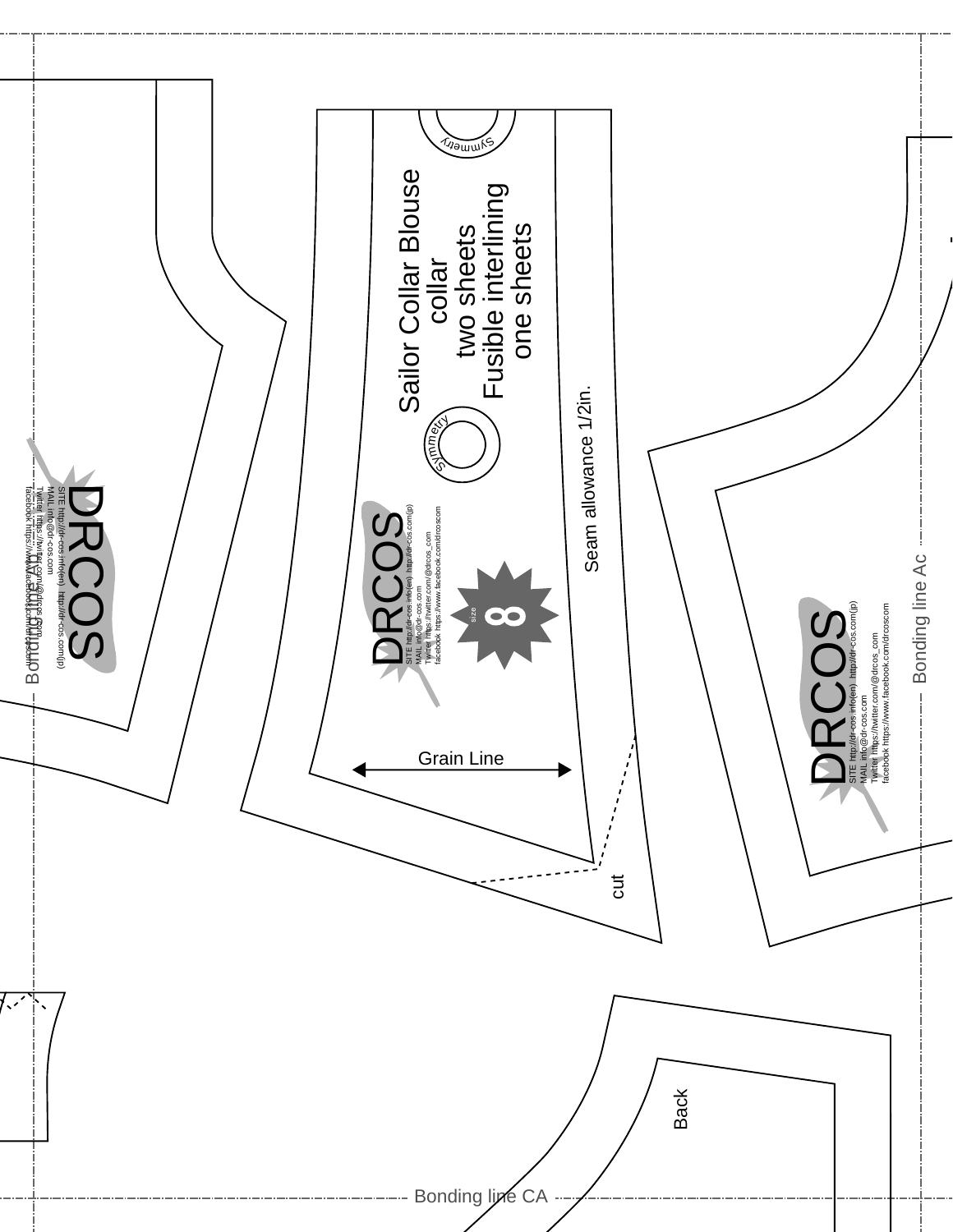Sailor Collar Blouse
collar
two sheets
Fusible interlining
one sheets

Symmetry

Symmetry

Seam allowance 1/2in.

DRCOS
SITE http://dr-cos.info(en) http://dr-cos.com(jp)
MAIL info@dr-cos.com
Twitter https://twitter.com/@drcos_com
facebook https://www.facebook.com/drcoscom

size
8

Grain Line

cut

DRCOS
SITE http://dr-cos.info(en) http://dr-cos.com(jp)
MAIL info@dr-cos.com
Twitter https://twitter.com/@drcos_com
facebook https://www.facebook.com/drcoscom

Bonding line

DRCOS
SITE http://dr-cos.info(en) http://dr-cos.com(jp)
MAIL info@dr-cos.com
Twitter https://twitter.com/@drcos_com
facebook https://www.facebook.com/drcoscom

Bonding line Ac

Back

Bonding line CA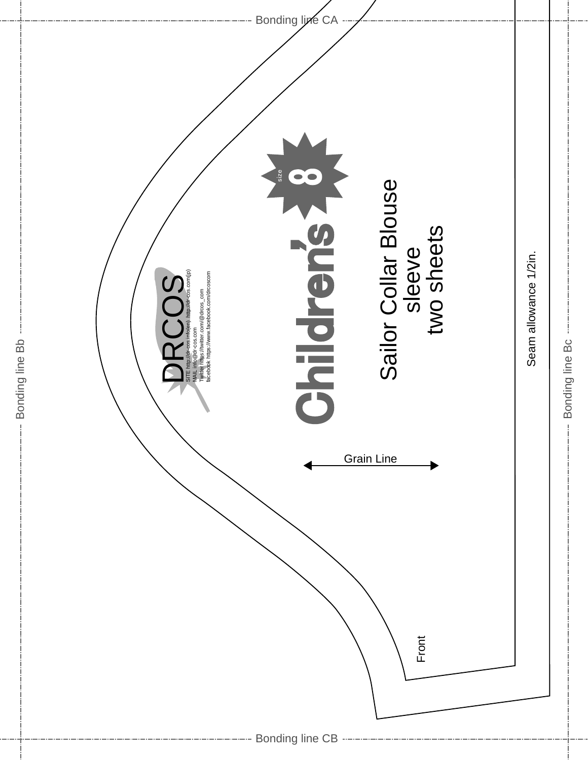Bonding line CA

Bonding line Bb

Bonding line Bc

Bonding line CB

Children's

size 8

Sailor Collar Blouse
sleeve
two sheets

DRCOS

SITE http://dr-cos.info(en) http://dr-cos.com(jp)
MAIL info@dr-cos.com
Twitter https://twitter.com/@drcos_com
facebook https://www.facebook.com/drcoscom

Grain Line

Seam allowance 1/2in.

Front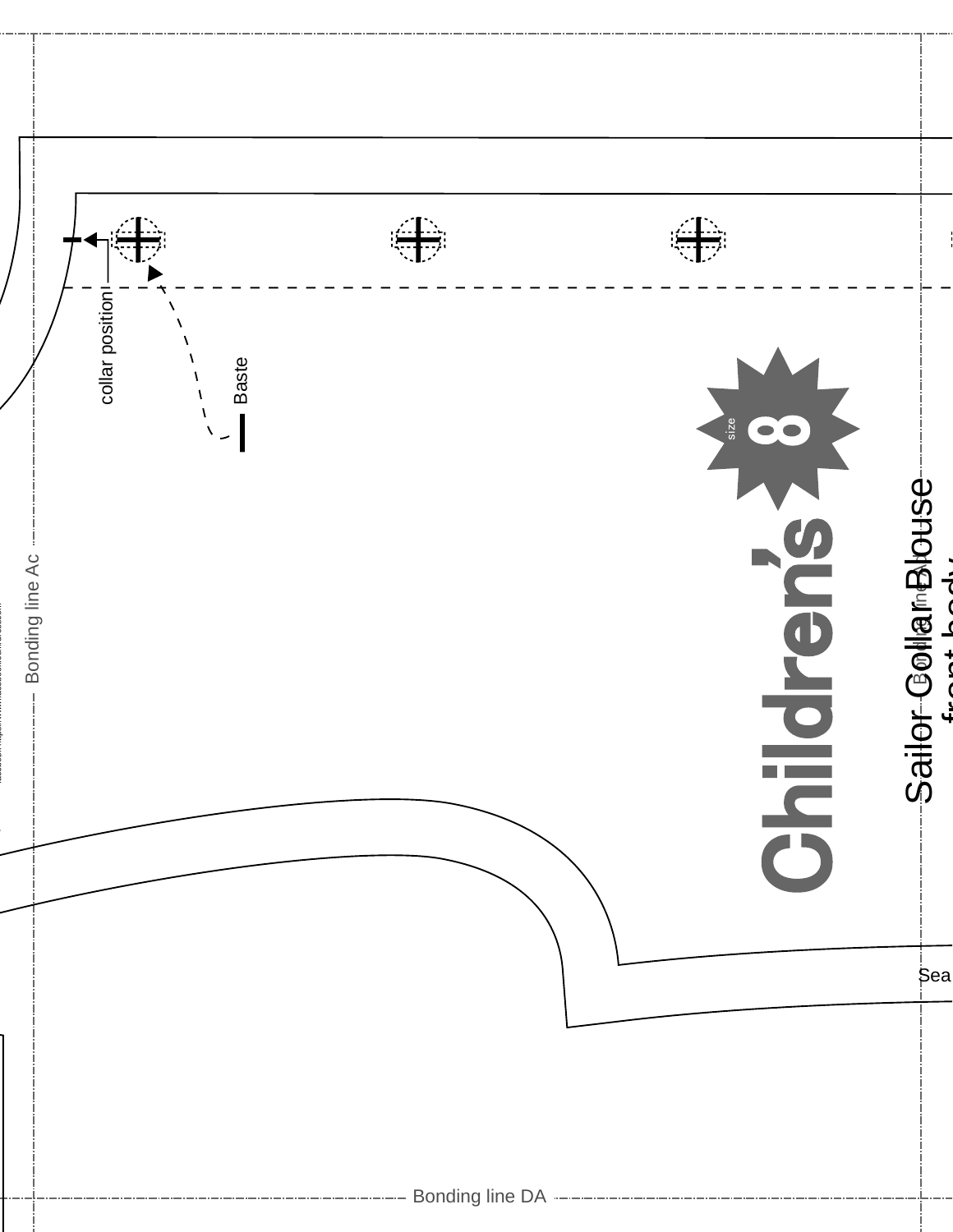Bonding line Ac

collar position

Baste

size 8

Children's

Sailor Collar Blouse

front body

Sea

Bonding line DA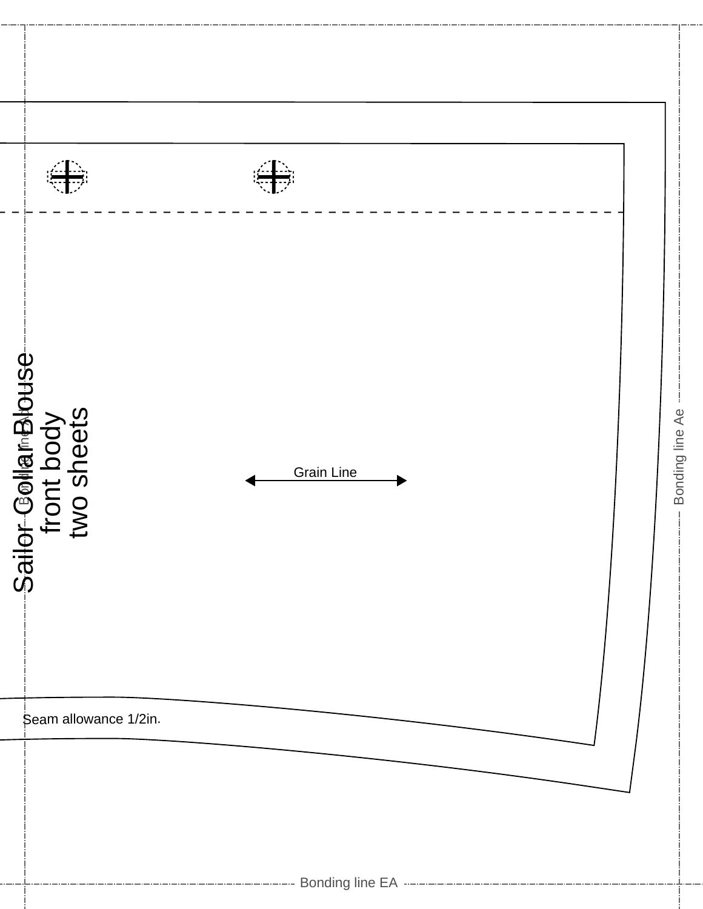Sailor Collar Blouse
front body
two sheets

Grain Line

Seam allowance 1/2in.

Bonding line Ae

Bonding line EA